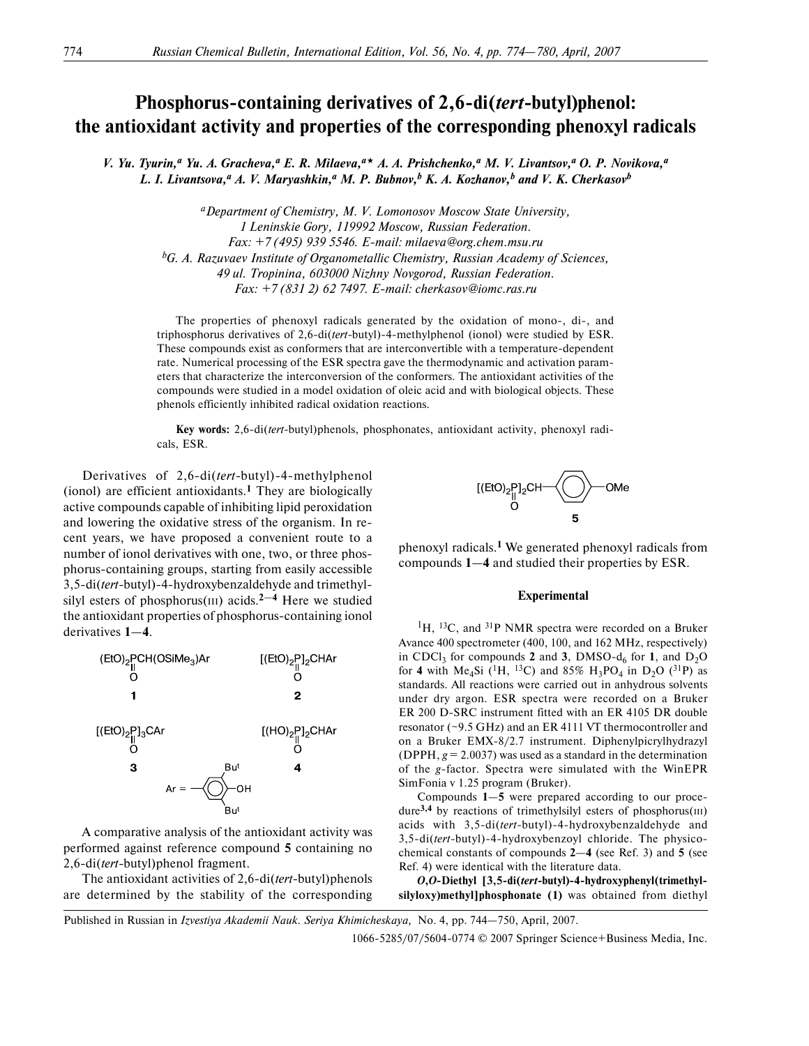# Phosphorus-containing derivatives of 2,6-di(*tert*-butyl)phenol: the antioxidant activity and properties of the corresponding phenoxyl radicals

*V. Yu. Tyurin,[a] Yu. A. Gracheva,[a] E. R. Milaeva,[a]\* A. A. Prishchenko,[a] M. V. Livantsov,[a] O. P. Novikova,[a] L. I. Livantsova,[a] A. V. Maryashkin,[a] M. P. Bubnov,[b] K. A. Kozhanov,[b] and V. K. Cherkasov[b]*

[a] *Department of Chemistry, M. V. Lomonosov Moscow State University, 1 Leninskie Gory, 119992 Moscow, Russian Federation. Fax: +7 (495) 939 5546. E-mail: milaeva@org.chem.msu.ru*

[b] *G. A. Razuvaev Institute of Organometallic Chemistry, Russian Academy of Sciences, 49 ul. Tropinina, 603000 Nizhny Novgorod, Russian Federation. Fax: +7 (831 2) 62 7497. E-mail: cherkasov@iomc.ras.ru*

The properties of phenoxyl radicals generated by the oxidation of mono-, di-, and triphosphorus derivatives of 2,6-di(*tert*-butyl)-4-methylphenol (ionol) were studied by ESR. These compounds exist as conformers that are interconvertible with a temperature-dependent rate. Numerical processing of the ESR spectra gave the thermodynamic and activation parameters that characterize the interconversion of the conformers. The antioxidant activities of the compounds were studied in a model oxidation of oleic acid and with biological objects. These phenols efficiently inhibited radical oxidation reactions.

**Key words:** 2,6-di(*tert*-butyl)phenols, phosphonates, antioxidant activity, phenoxyl radicals, ESR.

Derivatives of 2,6-di(*tert*-butyl)-4-methylphenol (ionol) are efficient antioxidants.[1] They are biologically active compounds capable of inhibiting lipid peroxidation and lowering the oxidative stress of the organism. In recent years, we have proposed a convenient route to a number of ionol derivatives with one, two, or three phosphorus-containing groups, starting from easily accessible 3,5-di(*tert*-butyl)-4-hydroxybenzaldehyde and trimethylsilyl esters of phosphorus(III) acids.[2–4] Here we studied the antioxidant properties of phosphorus-containing ionol derivatives **1**—**4**.

$(EtO)_2P(O)CH(OSiMe_3)Ar$ (**1**)  $[(EtO)_2P(O)]_2CHAr$ (**2**)

$[(EtO)_2P(O)]_3CAr$ (**3**)  $[(HO)_2P(O)]_2CHAr$ (**4**)

Ar = 3,5-di(*tert*-butyl)-4-hydroxyphenyl ($C_6H_2$(Bu$^t$)$_2$OH)

A comparative analysis of the antioxidant activity was performed against reference compound **5** containing no 2,6-di(*tert*-butyl)phenol fragment.

$[(EtO)_2P(O)]_2CH$—$C_6H_4$—OMe (**5**)

The antioxidant activities of 2,6-di(*tert*-butyl)phenols are determined by the stability of the corresponding phenoxyl radicals.[1] We generated phenoxyl radicals from compounds **1**—**4** and studied their properties by ESR.

## Experimental

$^1H$, $^{13}C$, and $^{31}P$ NMR spectra were recorded on a Bruker Avance 400 spectrometer (400, 100, and 162 MHz, respectively) in $CDCl_3$ for compounds **2** and **3**, DMSO-$d_6$ for **1**, and $D_2O$ for **4** with $Me_4Si$ ($^1H$, $^{13}C$) and 85% $H_3PO_4$ in $D_2O$ ($^{31}P$) as standards. All reactions were carried out in anhydrous solvents under dry argon. ESR spectra were recorded on a Bruker ER 200 D-SRC instrument fitted with an ER 4105 DR double resonator (~9.5 GHz) and an ER 4111 VT thermocontroller and on a Bruker EMX-8/2.7 instrument. Diphenylpicrylhydrazyl (DPPH, $g$ = 2.0037) was used as a standard in the determination of the $g$-factor. Spectra were simulated with the WinEPR SimFonia v 1.25 program (Bruker).

Compounds **1**—**5** were prepared according to our procedure[3,4] by reactions of trimethylsilyl esters of phosphorus(III) acids with 3,5-di(*tert*-butyl)-4-hydroxybenzaldehyde and 3,5-di(*tert*-butyl)-4-hydroxybenzoyl chloride. The physicochemical constants of compounds **2**—**4** (see Ref. 3) and **5** (see Ref. 4) were identical with the literature data.

***O,O*-Diethyl [3,5-di(*tert*-butyl)-4-hydroxyphenyl(trimethylsilyloxy)methyl]phosphonate (1)** was obtained from diethyl

Published in Russian in *Izvestiya Akademii Nauk. Seriya Khimicheskaya,* No. 4, pp. 744—750, April, 2007.

1066-5285/07/5604-0774 © 2007 Springer Science+Business Media, Inc.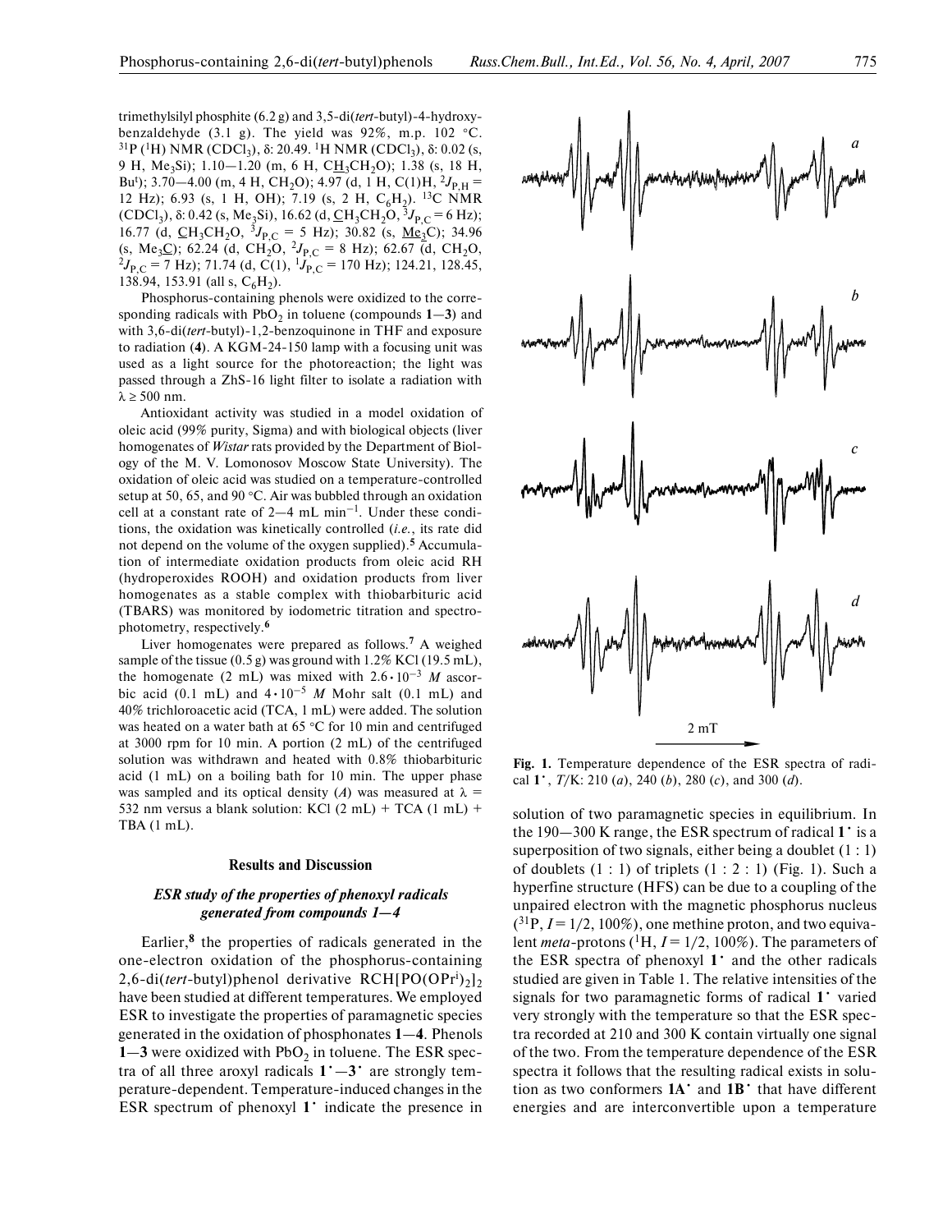trimethylsilyl phosphite (6.2 g) and 3,5-di(*tert*-butyl)-4-hydroxybenzaldehyde (3.1 g). The yield was 92%, m.p. 102 °C. $^{31}P$ ($^{1}H$) NMR ($CDCl_3$), δ: 20.49. $^{1}H$ NMR ($CDCl_3$), δ: 0.02 (s, 9 H, $Me_3Si$); 1.10—1.20 (m, 6 H, $C\underline{H}_3CH_2O$); 1.38 (s, 18 H, $Bu^t$); 3.70—4.00 (m, 4 H, $CH_2O$); 4.97 (d, 1 H, C(1)H, $^{2}J_{P,H}$ = 12 Hz); 6.93 (s, 1 H, OH); 7.19 (s, 2 H, $C_6H_2$). $^{13}C$ NMR ($CDCl_3$), δ: 0.42 (s, $Me_3Si$), 16.62 (d, $\underline{C}H_3CH_2O$, $^{3}J_{P,C}$ = 6 Hz); 16.77 (d, $\underline{C}H_3CH_2O$, $^{3}J_{P,C}$ = 5 Hz); 30.82 (s, $\underline{Me_3}C$); 34.96 (s, $Me_3\underline{C}$); 62.24 (d, $CH_2O$, $^{2}J_{P,C}$ = 8 Hz); 62.67 (d, $CH_2O$, $^{2}J_{P,C}$ = 7 Hz); 71.74 (d, C(1), $^{1}J_{P,C}$ = 170 Hz); 124.21, 128.45, 138.94, 153.91 (all s, $C_6H_2$).

Phosphorus-containing phenols were oxidized to the corresponding radicals with $PbO_2$ in toluene (compounds **1—3**) and with 3,6-di(*tert*-butyl)-1,2-benzoquinone in THF and exposure to radiation (**4**). A KGM-24-150 lamp with a focusing unit was used as a light source for the photoreaction; the light was passed through a ZhS-16 light filter to isolate a radiation with λ ≥ 500 nm.

Antioxidant activity was studied in a model oxidation of oleic acid (99% purity, Sigma) and with biological objects (liver homogenates of *Wistar* rats provided by the Department of Biology of the M. V. Lomonosov Moscow State University). The oxidation of oleic acid was studied on a temperature-controlled setup at 50, 65, and 90 °C. Air was bubbled through an oxidation cell at a constant rate of 2—4 mL $min^{-1}$. Under these conditions, the oxidation was kinetically controlled (*i.e.*, its rate did not depend on the volume of the oxygen supplied).[5] Accumulation of intermediate oxidation products from oleic acid RH (hydroperoxides ROOH) and oxidation products from liver homogenates as a stable complex with thiobarbituric acid (TBARS) was monitored by iodometric titration and spectrophotometry, respectively.[6]

Liver homogenates were prepared as follows.[7] A weighed sample of the tissue (0.5 g) was ground with 1.2% KCl (19.5 mL), the homogenate (2 mL) was mixed with $2.6 \cdot 10^{-3}$ *M* ascorbic acid (0.1 mL) and $4 \cdot 10^{-5}$ *M* Mohr salt (0.1 mL) and 40% trichloroacetic acid (TCA, 1 mL) were added. The solution was heated on a water bath at 65 °C for 10 min and centrifuged at 3000 rpm for 10 min. A portion (2 mL) of the centrifuged solution was withdrawn and heated with 0.8% thiobarbituric acid (1 mL) on a boiling bath for 10 min. The upper phase was sampled and its optical density (*A*) was measured at λ = 532 nm versus a blank solution: KCl (2 mL) + TCA (1 mL) + TBA (1 mL).

## Results and Discussion

### *ESR study of the properties of phenoxyl radicals generated from compounds 1—4*

Earlier,[8] the properties of radicals generated in the one-electron oxidation of the phosphorus-containing 2,6-di(*tert*-butyl)phenol derivative $RCH[PO(OPr^i)_2]_2$ have been studied at different temperatures. We employed ESR to investigate the properties of paramagnetic species generated in the oxidation of phosphonates **1—4**. Phenols **1—3** were oxidized with $PbO_2$ in toluene. The ESR spectra of all three aroxyl radicals **1**$^\bullet$—**3**$^\bullet$ are strongly temperature-dependent. Temperature-induced changes in the ESR spectrum of phenoxyl **1**$^\bullet$ indicate the presence in solution of two paramagnetic species in equilibrium. In the 190—300 K range, the ESR spectrum of radical **1**$^\bullet$ is a superposition of two signals, either being a doublet (1 : 1) of doublets (1 : 1) of triplets (1 : 2 : 1) (Fig. 1). Such a hyperfine structure (HFS) can be due to a coupling of the unpaired electron with the magnetic phosphorus nucleus ($^{31}P$, $I$ = 1/2, 100%), one methine proton, and two equivalent *meta*-protons ($^{1}H$, $I$ = 1/2, 100%). The parameters of the ESR spectra of phenoxyl **1**$^\bullet$ and the other radicals studied are given in Table 1. The relative intensities of the signals for two paramagnetic forms of radical **1**$^\bullet$ varied very strongly with the temperature so that the ESR spectra recorded at 210 and 300 K contain virtually one signal of the two. From the temperature dependence of the ESR spectra it follows that the resulting radical exists in solution as two conformers **1A**$^\bullet$ and **1B**$^\bullet$ that have different energies and are interconvertible upon a temperature

**Fig. 1.** Temperature dependence of the ESR spectra of radical **1**$^\bullet$, *T*/K: 210 (*a*), 240 (*b*), 280 (*c*), and 300 (*d*).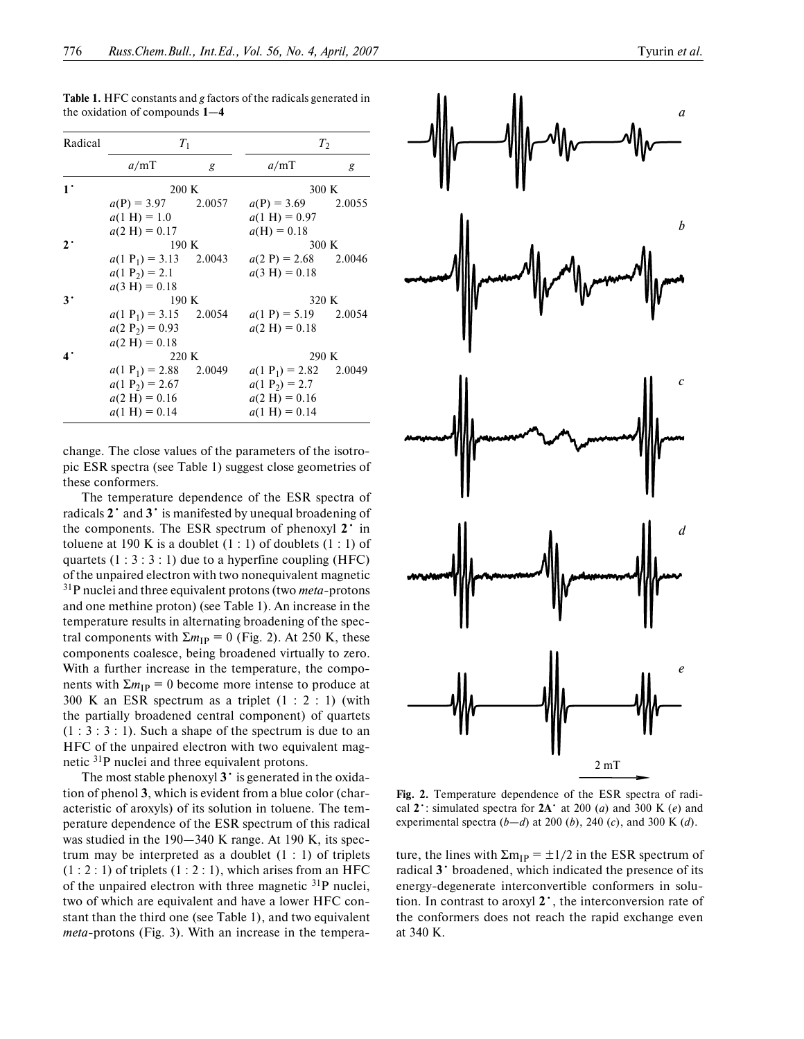**Table 1.** HFC constants and *g* factors of the radicals generated in the oxidation of compounds **1**—**4**

| Radical | $T_1$ | | $T_2$ | |
|---|---|---|---|---|
| | $a$/mT | $g$ | $a$/mT | $g$ |
| **1**$^{\bullet}$ | 200 K | | 300 K | |
| | $a$(P) = 3.97 | 2.0057 | $a$(P) = 3.69 | 2.0055 |
| | $a$(1 H) = 1.0 | | $a$(1 H) = 0.97 | |
| | $a$(2 H) = 0.17 | | $a$(H) = 0.18 | |
| **2**$^{\bullet}$ | 190 K | | 300 K | |
| | $a$(1 $P_1$) = 3.13 | 2.0043 | $a$(2 P) = 2.68 | 2.0046 |
| | $a$(1 $P_2$) = 2.1 | | $a$(3 H) = 0.18 | |
| | $a$(3 H) = 0.18 | | | |
| **3**$^{\bullet}$ | 190 K | | 320 K | |
| | $a$(1 $P_1$) = 3.15 | 2.0054 | $a$(1 P) = 5.19 | 2.0054 |
| | $a$(2 $P_2$) = 0.93 | | $a$(2 H) = 0.18 | |
| | $a$(2 H) = 0.18 | | | |
| **4**$^{\bullet}$ | 220 K | | 290 K | |
| | $a$(1 $P_1$) = 2.88 | 2.0049 | $a$(1 $P_1$) = 2.82 | 2.0049 |
| | $a$(1 $P_2$) = 2.67 | | $a$(1 $P_2$) = 2.7 | |
| | $a$(2 H) = 0.16 | | $a$(2 H) = 0.16 | |
| | $a$(1 H) = 0.14 | | $a$(1 H) = 0.14 | |

change. The close values of the parameters of the isotropic ESR spectra (see Table 1) suggest close geometries of these conformers.

The temperature dependence of the ESR spectra of radicals **2**$^{\bullet}$ and **3**$^{\bullet}$ is manifested by unequal broadening of the components. The ESR spectrum of phenoxyl **2**$^{\bullet}$ in toluene at 190 K is a doublet (1 : 1) of doublets (1 : 1) of quartets (1 : 3 : 3 : 1) due to a hyperfine coupling (HFC) of the unpaired electron with two nonequivalent magnetic $^{31}P$ nuclei and three equivalent protons (two *meta*-protons and one methine proton) (see Table 1). An increase in the temperature results in alternating broadening of the spectral components with $\Sigma m_{IP} = 0$ (Fig. 2). At 250 K, these components coalesce, being broadened virtually to zero. With a further increase in the temperature, the components with $\Sigma m_{IP} = 0$ become more intense to produce at 300 K an ESR spectrum as a triplet (1 : 2 : 1) (with the partially broadened central component) of quartets (1 : 3 : 3 : 1). Such a shape of the spectrum is due to an HFC of the unpaired electron with two equivalent magnetic $^{31}P$ nuclei and three equivalent protons.

The most stable phenoxyl **3**$^{\bullet}$ is generated in the oxidation of phenol **3**, which is evident from a blue color (characteristic of aroxyls) of its solution in toluene. The temperature dependence of the ESR spectrum of this radical was studied in the 190—340 K range. At 190 K, its spectrum may be interpreted as a doublet (1 : 1) of triplets (1 : 2 : 1) of triplets (1 : 2 : 1), which arises from an HFC of the unpaired electron with three magnetic $^{31}P$ nuclei, two of which are equivalent and have a lower HFC constant than the third one (see Table 1), and two equivalent *meta*-protons (Fig. 3). With an increase in the temperature, the lines with $\Sigma m_{IP} = \pm 1/2$ in the ESR spectrum of radical **3**$^{\bullet}$ broadened, which indicated the presence of its energy-degenerate interconvertible conformers in solution. In contrast to aroxyl **2**$^{\bullet}$, the interconversion rate of the conformers does not reach the rapid exchange even at 340 K.

**Fig. 2.** Temperature dependence of the ESR spectra of radical **2**$^{\bullet}$: simulated spectra for **2A**$^{\bullet}$ at 200 (*a*) and 300 K (*e*) and experimental spectra (*b*—*d*) at 200 (*b*), 240 (*c*), and 300 K (*d*).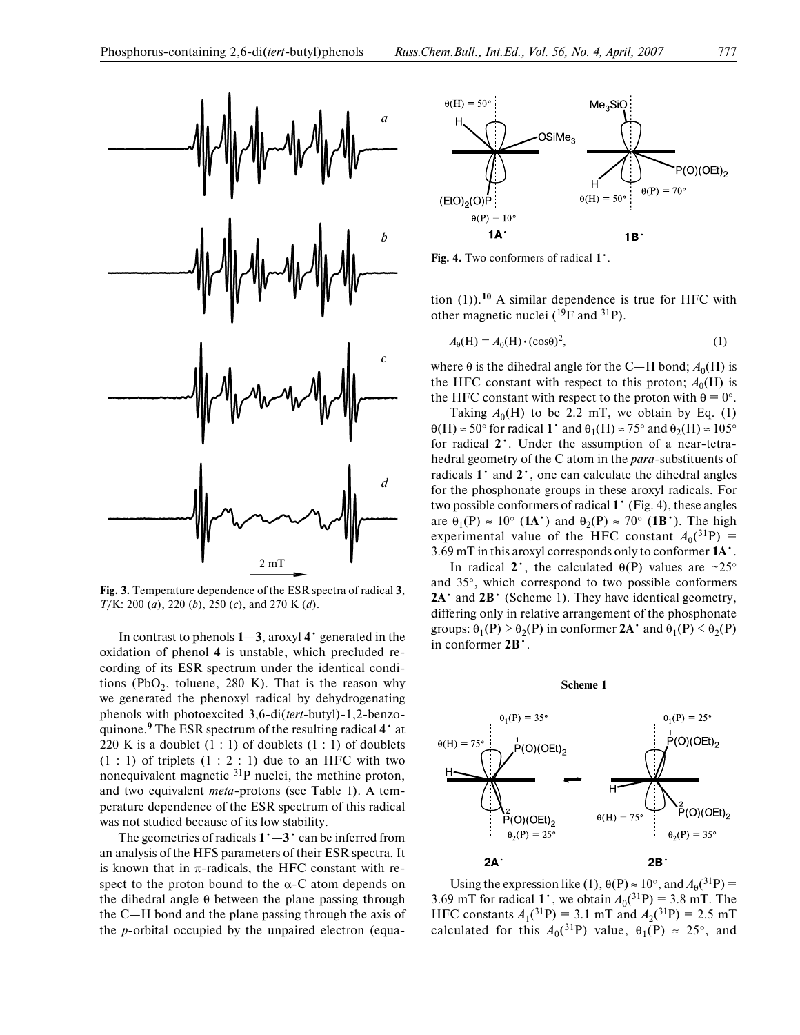**Fig. 3.** Temperature dependence of the ESR spectra of radical **3**, $T$/K: 200 (*a*), 220 (*b*), 250 (*c*), and 270 K (*d*).

In contrast to phenols **1**—**3**, aroxyl **4**$^•$ generated in the oxidation of phenol **4** is unstable, which precluded recording of its ESR spectrum under the identical conditions ($PbO_2$, toluene, 280 K). That is the reason why we generated the phenoxyl radical by dehydrogenating phenols with photoexcited 3,6-di(*tert*-butyl)-1,2-benzoquinone.[9] The ESR spectrum of the resulting radical **4**$^•$ at 220 K is a doublet (1 : 1) of doublets (1 : 1) of doublets (1 : 1) of triplets (1 : 2 : 1) due to an HFC with two nonequivalent magnetic $^{31}P$ nuclei, the methine proton, and two equivalent *meta*-protons (see Table 1). A temperature dependence of the ESR spectrum of this radical was not studied because of its low stability.

The geometries of radicals **1**$^•$—**3**$^•$ can be inferred from an analysis of the HFS parameters of their ESR spectra. It is known that in π-radicals, the HFC constant with respect to the proton bound to the α-C atom depends on the dihedral angle θ between the plane passing through the C—H bond and the plane passing through the axis of the *p*-orbital occupied by the unpaired electron (equation (1)).[10] A similar dependence is true for HFC with other magnetic nuclei ($^{19}F$ and $^{31}P$).

$$A_\theta(\mathrm{H}) = A_0(\mathrm{H}) \cdot (\cos\theta)^2, \tag{1}$$

where θ is the dihedral angle for the C—H bond; $A_\theta(\mathrm{H})$ is the HFC constant with respect to this proton; $A_0(\mathrm{H})$ is the HFC constant with respect to the proton with $\theta = 0°$.

Taking $A_0(\mathrm{H})$ to be 2.2 mT, we obtain by Eq. (1) $\theta(\mathrm{H}) \approx 50°$ for radical **1**$^•$ and $\theta_1(\mathrm{H}) \approx 75°$ and $\theta_2(\mathrm{H}) \approx 105°$ for radical **2**$^•$. Under the assumption of a near-tetrahedral geometry of the C atom in the *para*-substituents of radicals **1**$^•$ and **2**$^•$, one can calculate the dihedral angles for the phosphonate groups in these aroxyl radicals. For two possible conformers of radical **1**$^•$ (Fig. 4), these angles are $\theta_1(\mathrm{P}) \approx 10°$ (**1A**$^•$) and $\theta_2(\mathrm{P}) \approx 70°$ (**1B**$^•$). The high experimental value of the HFC constant $A_\theta(^{31}\mathrm{P})$ = 3.69 mT in this aroxyl corresponds only to conformer **1A**$^•$.

**Fig. 4.** Two conformers of radical **1**$^•$.

In radical **2**$^•$, the calculated θ(P) values are ~25° and 35°, which correspond to two possible conformers **2A**$^•$ and **2B**$^•$ (Scheme 1). They have identical geometry, differing only in relative arrangement of the phosphonate groups: $\theta_1(\mathrm{P}) > \theta_2(\mathrm{P})$ in conformer **2A**$^•$ and $\theta_1(\mathrm{P}) < \theta_2(\mathrm{P})$ in conformer **2B**$^•$.

**Scheme 1**

Using the expression like (1), $\theta(\mathrm{P}) \approx 10°$, and $A_\theta(^{31}\mathrm{P})$ = 3.69 mT for radical **1**$^•$, we obtain $A_0(^{31}\mathrm{P})$ = 3.8 mT. The HFC constants $A_1(^{31}\mathrm{P})$ = 3.1 mT and $A_2(^{31}\mathrm{P})$ = 2.5 mT calculated for this $A_0(^{31}\mathrm{P})$ value, $\theta_1(\mathrm{P}) \approx 25°$, and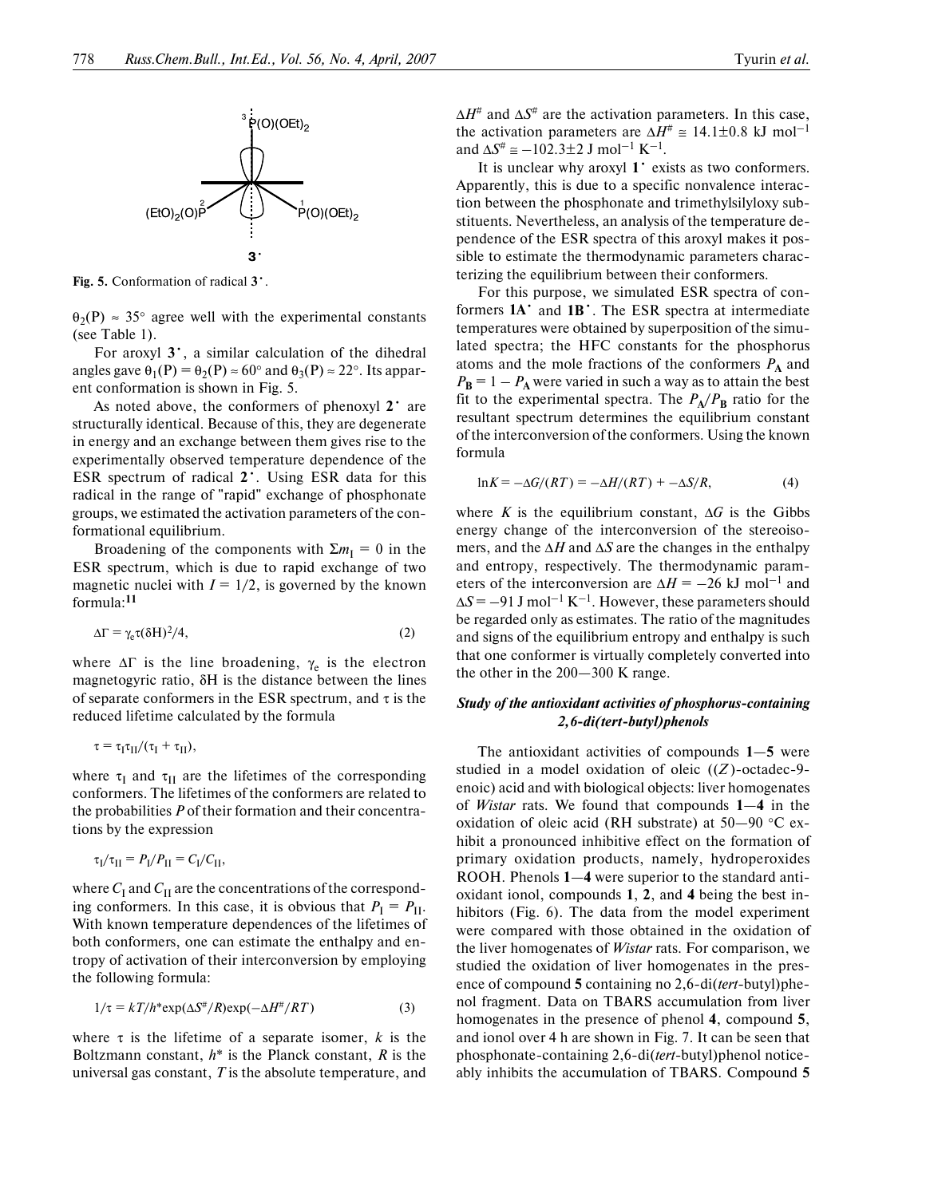Fig. 5. Conformation of radical **3**$^{\bullet}$.

$\theta_2(P) \approx 35°$ agree well with the experimental constants (see Table 1).

For aroxyl **3**$^{\bullet}$, a similar calculation of the dihedral angles gave $\theta_1(P) = \theta_2(P) \approx 60°$ and $\theta_3(P) \approx 22°$. Its apparent conformation is shown in Fig. 5.

As noted above, the conformers of phenoxyl **2**$^{\bullet}$ are structurally identical. Because of this, they are degenerate in energy and an exchange between them gives rise to the experimentally observed temperature dependence of the ESR spectrum of radical **2**$^{\bullet}$. Using ESR data for this radical in the range of "rapid" exchange of phosphonate groups, we estimated the activation parameters of the conformational equilibrium.

Broadening of the components with $\Sigma m_I = 0$ in the ESR spectrum, which is due to rapid exchange of two magnetic nuclei with $I = 1/2$, is governed by the known formula:[11]

$$\Delta\Gamma = \gamma_e \tau (\delta H)^2/4, \tag{2}$$

where $\Delta\Gamma$ is the line broadening, $\gamma_e$ is the electron magnetogyric ratio, $\delta H$ is the distance between the lines of separate conformers in the ESR spectrum, and $\tau$ is the reduced lifetime calculated by the formula

$$\tau = \tau_I \tau_{II}/(\tau_I + \tau_{II}),$$

where $\tau_I$ and $\tau_{II}$ are the lifetimes of the corresponding conformers. The lifetimes of the conformers are related to the probabilities $P$ of their formation and their concentrations by the expression

$$\tau_I/\tau_{II} = P_I/P_{II} = C_I/C_{II},$$

where $C_I$ and $C_{II}$ are the concentrations of the corresponding conformers. In this case, it is obvious that $P_I = P_{II}$. With known temperature dependences of the lifetimes of both conformers, one can estimate the enthalpy and entropy of activation of their interconversion by employing the following formula:

$$1/\tau = kT/h^*\exp(\Delta S^{\#}/R)\exp(-\Delta H^{\#}/RT) \tag{3}$$

where $\tau$ is the lifetime of a separate isomer, $k$ is the Boltzmann constant, $h^*$ is the Planck constant, $R$ is the universal gas constant, $T$ is the absolute temperature, and $\Delta H^{\#}$ and $\Delta S^{\#}$ are the activation parameters. In this case, the activation parameters are $\Delta H^{\#} \cong 14.1\pm0.8$ kJ mol$^{-1}$ and $\Delta S^{\#} \cong -102.3\pm2$ J mol$^{-1}$ K$^{-1}$.

It is unclear why aroxyl **1**$^{\bullet}$ exists as two conformers. Apparently, this is due to a specific nonvalence interaction between the phosphonate and trimethylsilyloxy substituents. Nevertheless, an analysis of the temperature dependence of the ESR spectra of this aroxyl makes it possible to estimate the thermodynamic parameters characterizing the equilibrium between their conformers.

For this purpose, we simulated ESR spectra of conformers **1A**$^{\bullet}$ and **1B**$^{\bullet}$. The ESR spectra at intermediate temperatures were obtained by superposition of the simulated spectra; the HFC constants for the phosphorus atoms and the mole fractions of the conformers $P_A$ and $P_B = 1 - P_A$ were varied in such a way as to attain the best fit to the experimental spectra. The $P_A/P_B$ ratio for the resultant spectrum determines the equilibrium constant of the interconversion of the conformers. Using the known formula

$$\ln K = -\Delta G/(RT) = -\Delta H/(RT) + -\Delta S/R, \tag{4}$$

where $K$ is the equilibrium constant, $\Delta G$ is the Gibbs energy change of the interconversion of the stereoisomers, and the $\Delta H$ and $\Delta S$ are the changes in the enthalpy and entropy, respectively. The thermodynamic parameters of the interconversion are $\Delta H = -26$ kJ mol$^{-1}$ and $\Delta S = -91$ J mol$^{-1}$ K$^{-1}$. However, these parameters should be regarded only as estimates. The ratio of the magnitudes and signs of the equilibrium entropy and enthalpy is such that one conformer is virtually completely converted into the other in the 200—300 K range.

### *Study of the antioxidant activities of phosphorus-containing 2,6-di(tert-butyl)phenols*

The antioxidant activities of compounds **1**—**5** were studied in a model oxidation of oleic ((*Z*)-octadec-9-enoic) acid and with biological objects: liver homogenates of *Wistar* rats. We found that compounds **1**—**4** in the oxidation of oleic acid (RH substrate) at 50—90 °C exhibit a pronounced inhibitive effect on the formation of primary oxidation products, namely, hydroperoxides ROOH. Phenols **1**—**4** were superior to the standard antioxidant ionol, compounds **1**, **2**, and **4** being the best inhibitors (Fig. 6). The data from the model experiment were compared with those obtained in the oxidation of the liver homogenates of *Wistar* rats. For comparison, we studied the oxidation of liver homogenates in the presence of compound **5** containing no 2,6-di(*tert*-butyl)phenol fragment. Data on TBARS accumulation from liver homogenates in the presence of phenol **4**, compound **5**, and ionol over 4 h are shown in Fig. 7. It can be seen that phosphonate-containing 2,6-di(*tert*-butyl)phenol noticeably inhibits the accumulation of TBARS. Compound **5**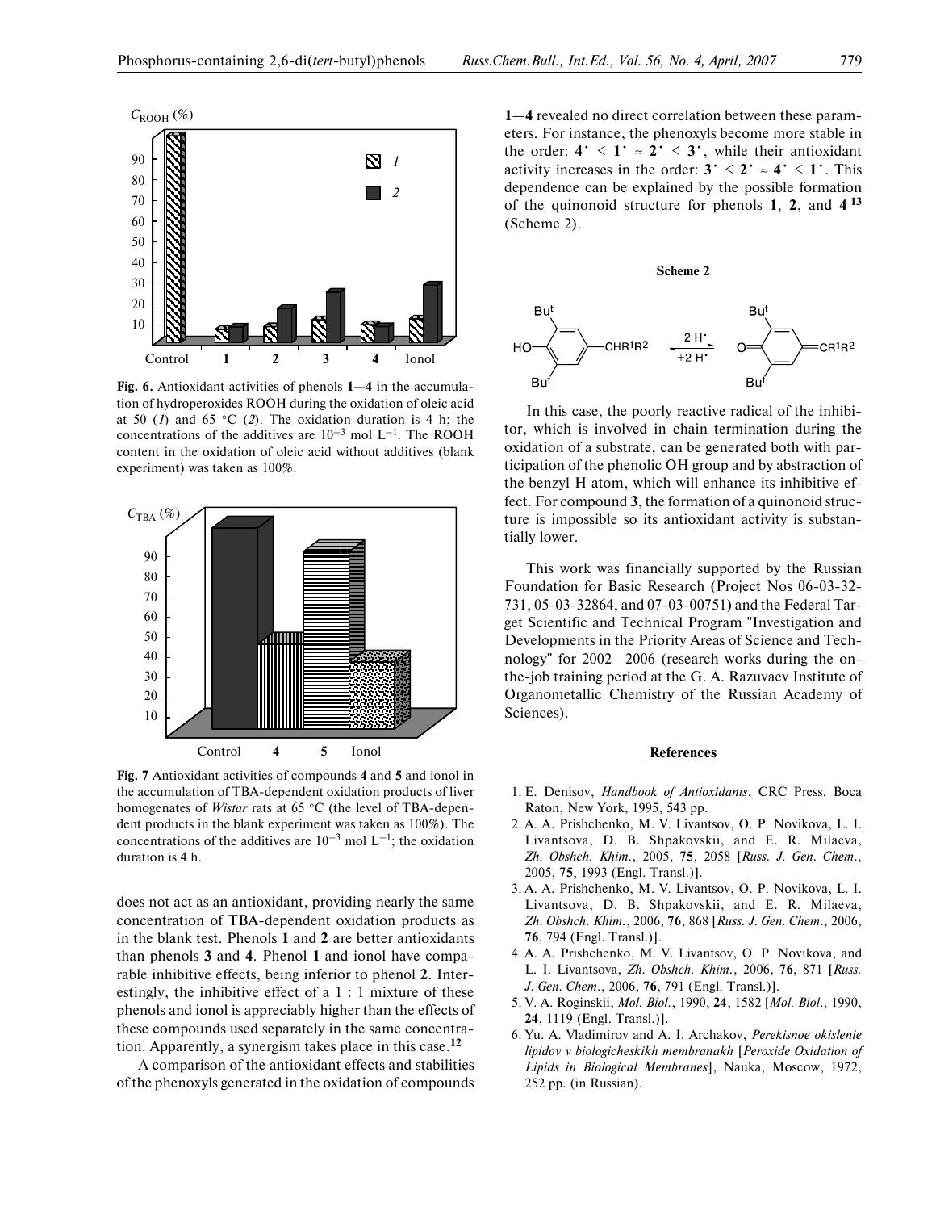Fig. 6. Antioxidant activities of phenols **1**—**4** in the accumulation of hydroperoxides ROOH during the oxidation of oleic acid at 50 (*1*) and 65 °C (*2*). The oxidation duration is 4 h; the concentrations of the additives are $10^{-3}$ mol $L^{-1}$. The ROOH content in the oxidation of oleic acid without additives (blank experiment) was taken as 100%.

**Fig. 7** Antioxidant activities of compounds **4** and **5** and ionol in the accumulation of TBA-dependent oxidation products of liver homogenates of *Wistar* rats at 65 °C (the level of TBA-dependent products in the blank experiment was taken as 100%). The concentrations of the additives are $10^{-3}$ mol $L^{-1}$; the oxidation duration is 4 h.

does not act as an antioxidant, providing nearly the same concentration of TBA-dependent oxidation products as in the blank test. Phenols **1** and **2** are better antioxidants than phenols **3** and **4**. Phenol **1** and ionol have comparable inhibitive effects, being inferior to phenol **2**. Interestingly, the inhibitive effect of a 1 : 1 mixture of these phenols and ionol is appreciably higher than the effects of these compounds used separately in the same concentration. Apparently, a synergism takes place in this case.[12]

A comparison of the antioxidant effects and stabilities of the phenoxyls generated in the oxidation of compounds **1**—**4** revealed no direct correlation between these parameters. For instance, the phenoxyls become more stable in the order: $\mathbf{4^\cdot} < \mathbf{1^\cdot} \approx \mathbf{2^\cdot} < \mathbf{3^\cdot}$, while their antioxidant activity increases in the order: $\mathbf{3^\cdot} < \mathbf{2^\cdot} \approx \mathbf{4^\cdot} < \mathbf{1^\cdot}$. This dependence can be explained by the possible formation of the quinonoid structure for phenols **1**, **2**, and **4**[13] (Scheme 2).

**Scheme 2**

In this case, the poorly reactive radical of the inhibitor, which is involved in chain termination during the oxidation of a substrate, can be generated both with participation of the phenolic OH group and by abstraction of the benzyl H atom, which will enhance its inhibitive effect. For compound **3**, the formation of a quinonoid structure is impossible so its antioxidant activity is substantially lower.

This work was financially supported by the Russian Foundation for Basic Research (Project Nos 06-03-32-731, 05-03-32864, and 07-03-00751) and the Federal Target Scientific and Technical Program "Investigation and Developments in the Priority Areas of Science and Technology" for 2002—2006 (research works during the on-the-job training period at the G. A. Razuvaev Institute of Organometallic Chemistry of the Russian Academy of Sciences).

## References

1. E. Denisov, *Handbook of Antioxidants*, CRC Press, Boca Raton, New York, 1995, 543 pp.
2. A. A. Prishchenko, M. V. Livantsov, O. P. Novikova, L. I. Livantsova, D. B. Shpakovskii, and E. R. Milaeva, *Zh. Obshch. Khim.*, 2005, **75**, 2058 [*Russ. J. Gen. Chem.*, 2005, **75**, 1993 (Engl. Transl.)].
3. A. A. Prishchenko, M. V. Livantsov, O. P. Novikova, L. I. Livantsova, D. B. Shpakovskii, and E. R. Milaeva, *Zh. Obshch. Khim.*, 2006, **76**, 868 [*Russ. J. Gen. Chem.*, 2006, **76**, 794 (Engl. Transl.)].
4. A. A. Prishchenko, M. V. Livantsov, O. P. Novikova, and L. I. Livantsova, *Zh. Obshch. Khim.*, 2006, **76**, 871 [*Russ. J. Gen. Chem.*, 2006, **76**, 791 (Engl. Transl.)].
5. V. A. Roginskii, *Mol. Biol.*, 1990, **24**, 1582 [*Mol. Biol.*, 1990, **24**, 1119 (Engl. Transl.)].
6. Yu. A. Vladimirov and A. I. Archakov, *Perekisnoe okislenie lipidov v biologicheskikh membranakh* [*Peroxide Oxidation of Lipids in Biological Membranes*], Nauka, Moscow, 1972, 252 pp. (in Russian).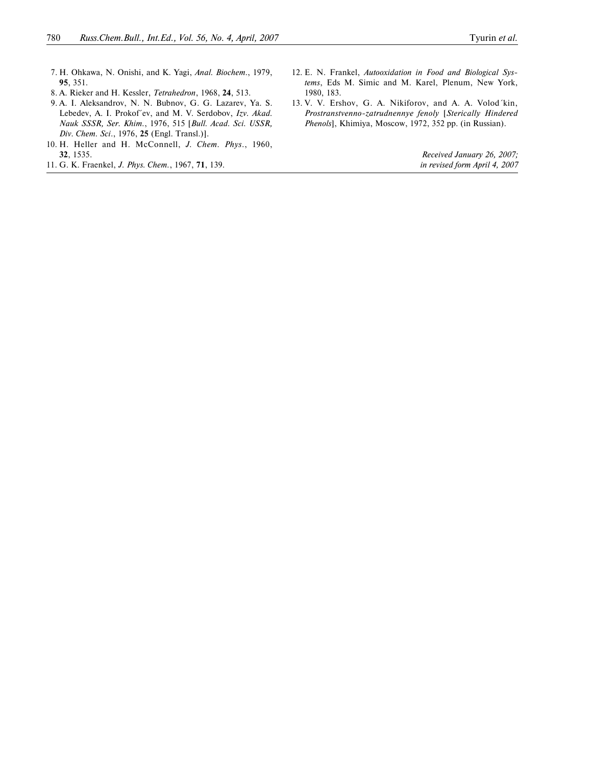7. H. Ohkawa, N. Onishi, and K. Yagi, *Anal. Biochem.*, 1979, **95**, 351.
8. A. Rieker and H. Kessler, *Tetrahedron*, 1968, **24**, 513.
9. A. I. Aleksandrov, N. N. Bubnov, G. G. Lazarev, Ya. S. Lebedev, A. I. Prokof´ev, and M. V. Serdobov, *Izv. Akad. Nauk SSSR, Ser. Khim.*, 1976, 515 [*Bull. Acad. Sci. USSR, Div. Chem. Sci.*, 1976, **25** (Engl. Transl.)].
10. H. Heller and H. McConnell, *J. Chem. Phys.*, 1960, **32**, 1535.
11. G. K. Fraenkel, *J. Phys. Chem.*, 1967, **71**, 139.
12. E. N. Frankel, *Autooxidation in Food and Biological Systems*, Eds M. Simic and M. Karel, Plenum, New York, 1980, 183.
13. V. V. Ershov, G. A. Nikiforov, and A. A. Volod´kin, *Prostranstvenno-zatrudnennye fenoly* [*Sterically Hindered Phenols*], Khimiya, Moscow, 1972, 352 pp. (in Russian).

*Received January 26, 2007;*
*in revised form April 4, 2007*